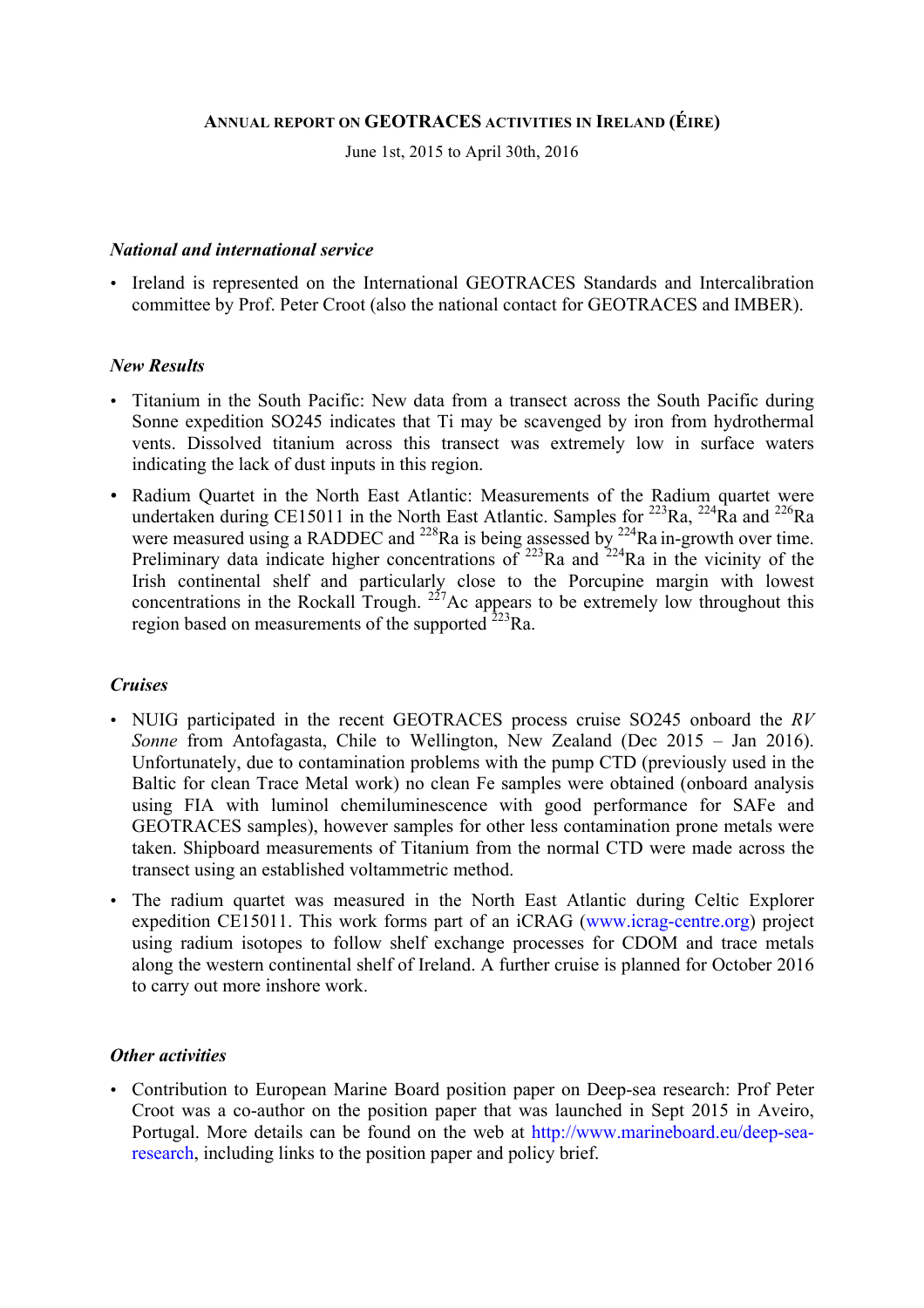# ANNUAL REPORT ON GEOTRACES ACTIVITIES IN IRELAND (ÉIRE)

June 1st, 2015 to April 30th, 2016

### *National and international service*

- Ireland is represented on the International GEOTRACES Standards and Intercalibration committee by Prof. Peter Croot (also the national contact for GEOTRACES and IMBER).

### *New Results*

- Titanium in the South Pacific: New data from a transect across the South Pacific during Sonne expedition SO245 indicates that Ti may be scavenged by iron from hydrothermal vents. Dissolved titanium across this transect was extremely low in surface waters indicating the lack of dust inputs in this region.
- Radium Quartet in the North East Atlantic: Measurements of the Radium quartet were undertaken during CE15011 in the North East Atlantic. Samples for $^{223}Ra$, $^{224}Ra$ and $^{226}Ra$ were measured using a RADDEC and $^{228}Ra$ is being assessed by $^{224}Ra$ in-growth over time. Preliminary data indicate higher concentrations of $^{223}Ra$ and $^{224}Ra$ in the vicinity of the Irish continental shelf and particularly close to the Porcupine margin with lowest concentrations in the Rockall Trough. $^{227}Ac$ appears to be extremely low throughout this region based on measurements of the supported $^{223}Ra$.

### *Cruises*

- NUIG participated in the recent GEOTRACES process cruise SO245 onboard the *RV Sonne* from Antofagasta, Chile to Wellington, New Zealand (Dec 2015 – Jan 2016). Unfortunately, due to contamination problems with the pump CTD (previously used in the Baltic for clean Trace Metal work) no clean Fe samples were obtained (onboard analysis using FIA with luminol chemiluminescence with good performance for SAFe and GEOTRACES samples), however samples for other less contamination prone metals were taken. Shipboard measurements of Titanium from the normal CTD were made across the transect using an established voltammetric method.
- The radium quartet was measured in the North East Atlantic during Celtic Explorer expedition CE15011. This work forms part of an iCRAG (www.icrag-centre.org) project using radium isotopes to follow shelf exchange processes for CDOM and trace metals along the western continental shelf of Ireland. A further cruise is planned for October 2016 to carry out more inshore work.

### *Other activities*

- Contribution to European Marine Board position paper on Deep-sea research: Prof Peter Croot was a co-author on the position paper that was launched in Sept 2015 in Aveiro, Portugal. More details can be found on the web at http://www.marineboard.eu/deep-sea-research, including links to the position paper and policy brief.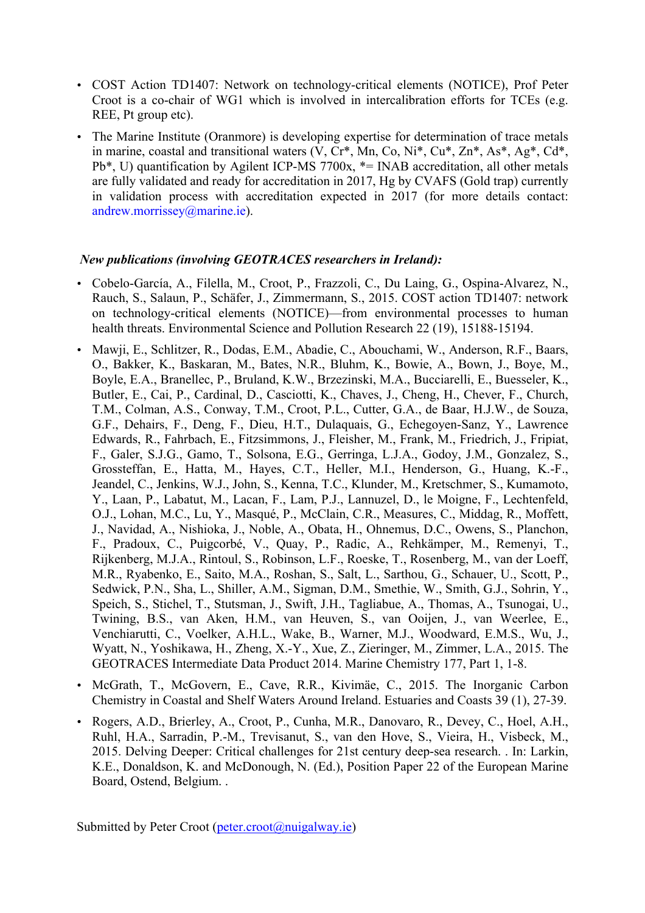- COST Action TD1407: Network on technology-critical elements (NOTICE), Prof Peter Croot is a co-chair of WG1 which is involved in intercalibration efforts for TCEs (e.g. REE, Pt group etc).
- The Marine Institute (Oranmore) is developing expertise for determination of trace metals in marine, coastal and transitional waters (V, Cr*, Mn, Co, Ni*, Cu*, Zn*, As*, Ag*, Cd*, Pb*, U) quantification by Agilent ICP-MS 7700x, *= INAB accreditation, all other metals are fully validated and ready for accreditation in 2017, Hg by CVAFS (Gold trap) currently in validation process with accreditation expected in 2017 (for more details contact: andrew.morrissey@marine.ie).

***New publications (involving GEOTRACES researchers in Ireland):***

- Cobelo-García, A., Filella, M., Croot, P., Frazzoli, C., Du Laing, G., Ospina-Alvarez, N., Rauch, S., Salaun, P., Schäfer, J., Zimmermann, S., 2015. COST action TD1407: network on technology-critical elements (NOTICE)—from environmental processes to human health threats. Environmental Science and Pollution Research 22 (19), 15188-15194.
- Mawji, E., Schlitzer, R., Dodas, E.M., Abadie, C., Abouchami, W., Anderson, R.F., Baars, O., Bakker, K., Baskaran, M., Bates, N.R., Bluhm, K., Bowie, A., Bown, J., Boye, M., Boyle, E.A., Branellec, P., Bruland, K.W., Brzezinski, M.A., Bucciarelli, E., Buesseler, K., Butler, E., Cai, P., Cardinal, D., Casciotti, K., Chaves, J., Cheng, H., Chever, F., Church, T.M., Colman, A.S., Conway, T.M., Croot, P.L., Cutter, G.A., de Baar, H.J.W., de Souza, G.F., Dehairs, F., Deng, F., Dieu, H.T., Dulaquais, G., Echegoyen-Sanz, Y., Lawrence Edwards, R., Fahrbach, E., Fitzsimmons, J., Fleisher, M., Frank, M., Friedrich, J., Fripiat, F., Galer, S.J.G., Gamo, T., Solsona, E.G., Gerringa, L.J.A., Godoy, J.M., Gonzalez, S., Grossteffan, E., Hatta, M., Hayes, C.T., Heller, M.I., Henderson, G., Huang, K.-F., Jeandel, C., Jenkins, W.J., John, S., Kenna, T.C., Klunder, M., Kretschmer, S., Kumamoto, Y., Laan, P., Labatut, M., Lacan, F., Lam, P.J., Lannuzel, D., le Moigne, F., Lechtenfeld, O.J., Lohan, M.C., Lu, Y., Masqué, P., McClain, C.R., Measures, C., Middag, R., Moffett, J., Navidad, A., Nishioka, J., Noble, A., Obata, H., Ohnemus, D.C., Owens, S., Planchon, F., Pradoux, C., Puigcorbé, V., Quay, P., Radic, A., Rehkämper, M., Remenyi, T., Rijkenberg, M.J.A., Rintoul, S., Robinson, L.F., Roeske, T., Rosenberg, M., van der Loeff, M.R., Ryabenko, E., Saito, M.A., Roshan, S., Salt, L., Sarthou, G., Schauer, U., Scott, P., Sedwick, P.N., Sha, L., Shiller, A.M., Sigman, D.M., Smethie, W., Smith, G.J., Sohrin, Y., Speich, S., Stichel, T., Stutsman, J., Swift, J.H., Tagliabue, A., Thomas, A., Tsunogai, U., Twining, B.S., van Aken, H.M., van Heuven, S., van Ooijen, J., van Weerlee, E., Venchiarutti, C., Voelker, A.H.L., Wake, B., Warner, M.J., Woodward, E.M.S., Wu, J., Wyatt, N., Yoshikawa, H., Zheng, X.-Y., Xue, Z., Zieringer, M., Zimmer, L.A., 2015. The GEOTRACES Intermediate Data Product 2014. Marine Chemistry 177, Part 1, 1-8.
- McGrath, T., McGovern, E., Cave, R.R., Kivimäe, C., 2015. The Inorganic Carbon Chemistry in Coastal and Shelf Waters Around Ireland. Estuaries and Coasts 39 (1), 27-39.
- Rogers, A.D., Brierley, A., Croot, P., Cunha, M.R., Danovaro, R., Devey, C., Hoel, A.H., Ruhl, H.A., Sarradin, P.-M., Trevisanut, S., van den Hove, S., Vieira, H., Visbeck, M., 2015. Delving Deeper: Critical challenges for 21st century deep-sea research. . In: Larkin, K.E., Donaldson, K. and McDonough, N. (Ed.), Position Paper 22 of the European Marine Board, Ostend, Belgium. .

Submitted by Peter Croot (peter.croot@nuigalway.ie)